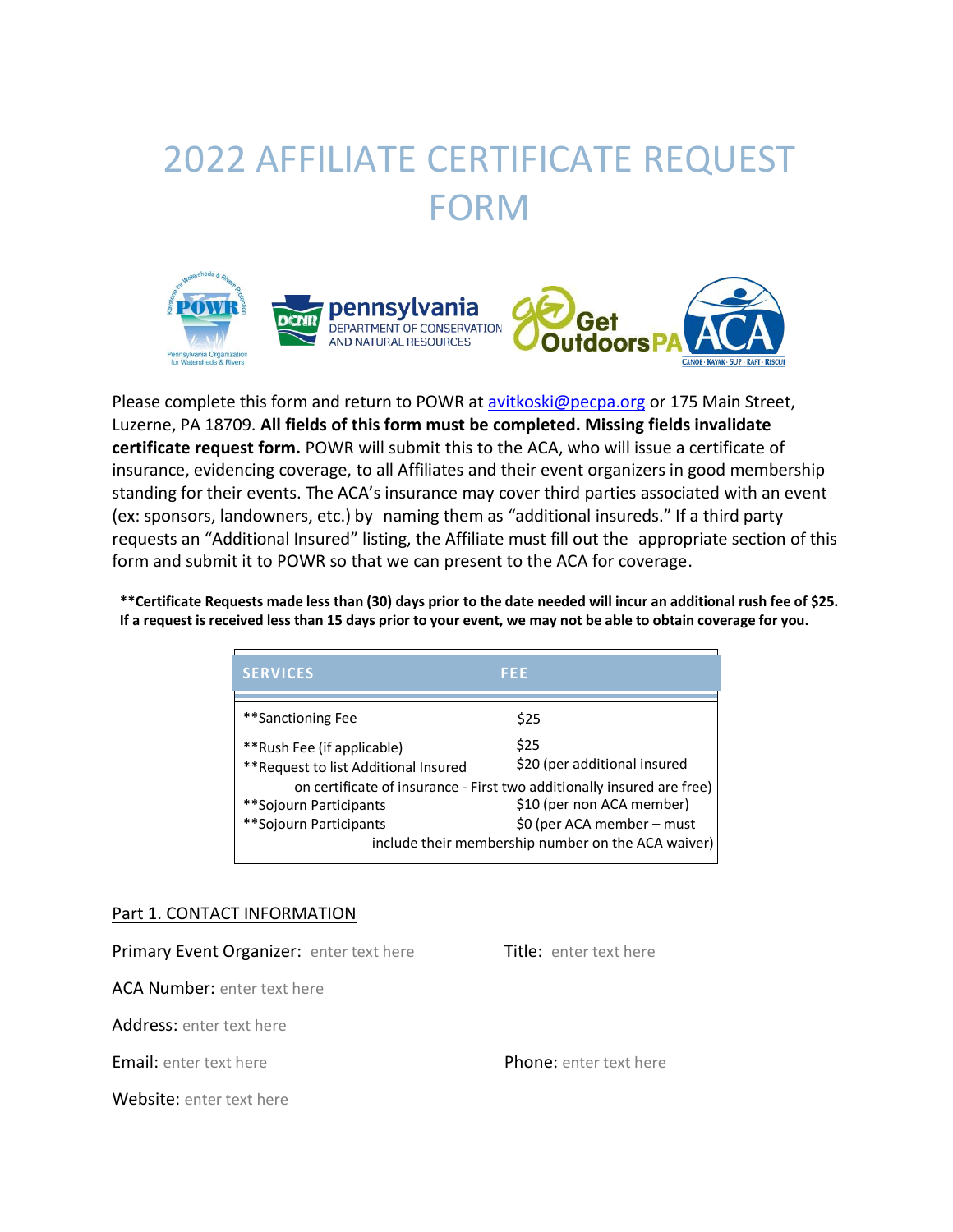# 2022 AFFILIATE CERTIFICATE REQUEST FORM

Please complete this form and return to POWR at avitkoski@pecpa.org or 175 Main Street, Luzerne, PA 18709. **All fields of this form must be completed. Missing fields invalidate certificate request form.** POWR will submit this to the ACA, who will issue a certificate of insurance, evidencing coverage, to all Affiliates and their event organizers in good membership standing for their events. The ACA's insurance may cover third parties associated with an event (ex: sponsors, landowners, etc.) by naming them as "additional insureds." If a third party requests an "Additional Insured" listing, the Affiliate must fill out the appropriate section of this form and submit it to POWR so that we can present to the ACA for coverage.

**\*\*Certificate Requests made less than (30) days prior to the date needed will incur an additional rush fee of $25. If a request is received less than 15 days prior to your event, we may not be able to obtain coverage for you.**

| SERVICES | FEE |
|---|---|
| **Sanctioning Fee | $25 |
| **Rush Fee (if applicable) | $25 |
| **Request to list Additional Insured on certificate of insurance | $20 (per additional insured - First two additionally insured are free) |
| **Sojourn Participants | $10 (per non ACA member) |
| **Sojourn Participants | $0 (per ACA member – must include their membership number on the ACA waiver) |

Part 1. CONTACT INFORMATION

Primary Event Organizer: enter text here

Title: enter text here

ACA Number: enter text here

Address: enter text here

Email: enter text here

Phone: enter text here

Website: enter text here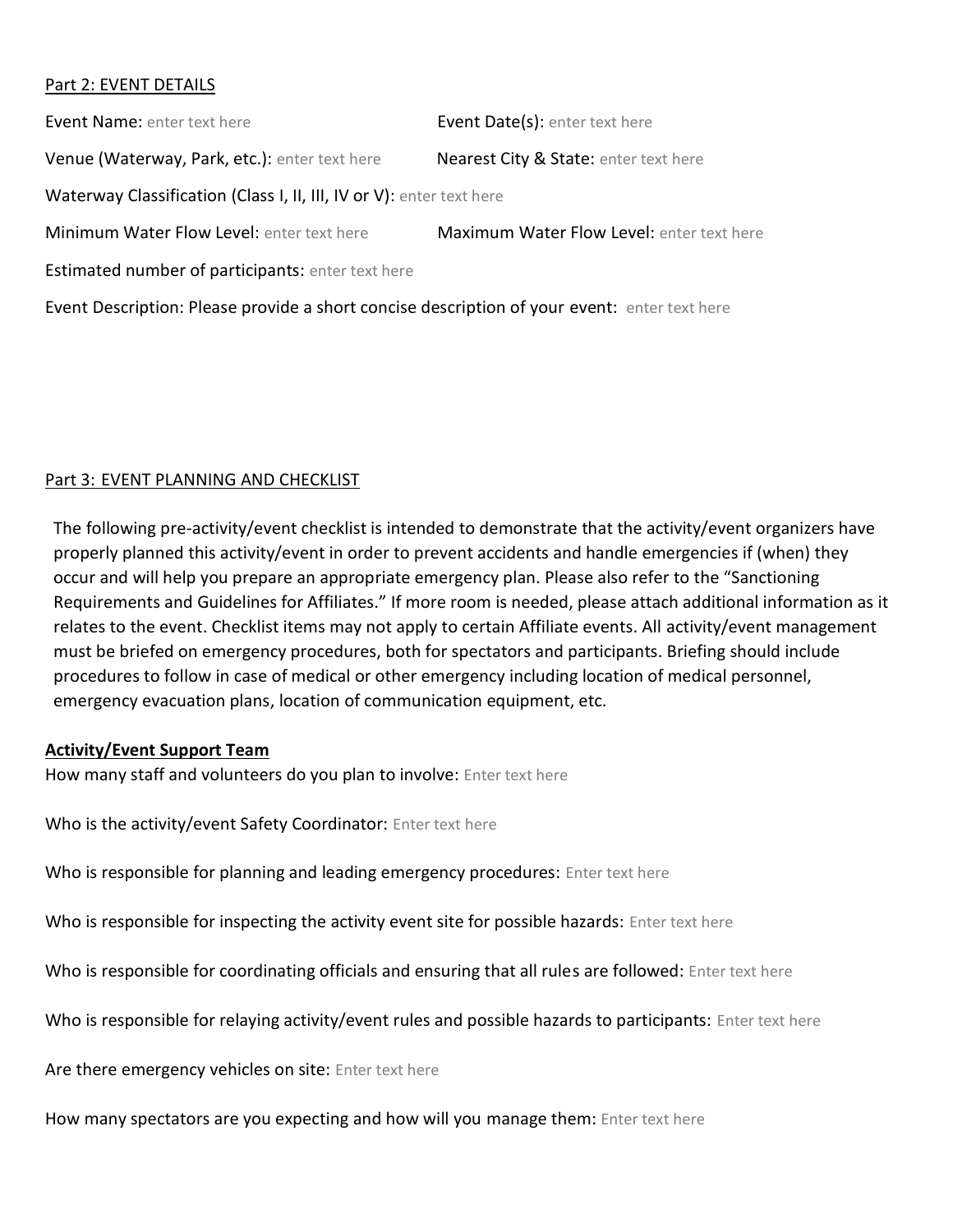Part 2: EVENT DETAILS

**Event Name:** enter text here

**Event Date(s):** enter text here

**Venue (Waterway, Park, etc.):** enter text here

**Nearest City & State:** enter text here

**Waterway Classification (Class I, II, III, IV or V):** enter text here

**Minimum Water Flow Level:** enter text here

**Maximum Water Flow Level:** enter text here

**Estimated number of participants:** enter text here

Event Description: Please provide a short concise description of your event: enter text here

Part 3: EVENT PLANNING AND CHECKLIST

The following pre-activity/event checklist is intended to demonstrate that the activity/event organizers have properly planned this activity/event in order to prevent accidents and handle emergencies if (when) they occur and will help you prepare an appropriate emergency plan. Please also refer to the "Sanctioning Requirements and Guidelines for Affiliates." If more room is needed, please attach additional information as it relates to the event. Checklist items may not apply to certain Affiliate events. All activity/event management must be briefed on emergency procedures, both for spectators and participants. Briefing should include procedures to follow in case of medical or other emergency including location of medical personnel, emergency evacuation plans, location of communication equipment, etc.

**Activity/Event Support Team**

How many staff and volunteers do you plan to involve: Enter text here

Who is the activity/event Safety Coordinator: Enter text here

Who is responsible for planning and leading emergency procedures: Enter text here

Who is responsible for inspecting the activity event site for possible hazards: Enter text here

Who is responsible for coordinating officials and ensuring that all rules are followed: Enter text here

Who is responsible for relaying activity/event rules and possible hazards to participants: Enter text here

Are there emergency vehicles on site: Enter text here

How many spectators are you expecting and how will you manage them: Enter text here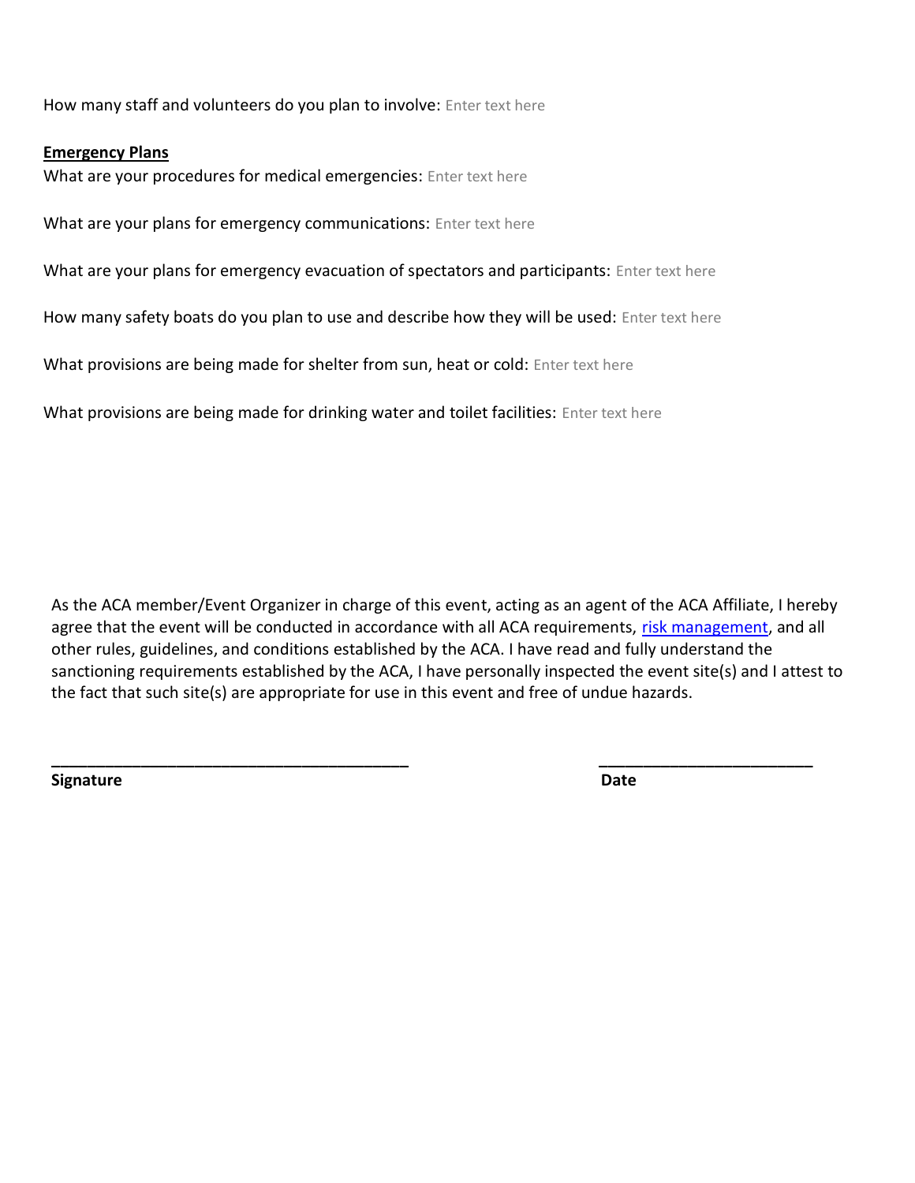How many staff and volunteers do you plan to involve: Enter text here

**Emergency Plans**

What are your procedures for medical emergencies: Enter text here

What are your plans for emergency communications: Enter text here

What are your plans for emergency evacuation of spectators and participants: Enter text here

How many safety boats do you plan to use and describe how they will be used: Enter text here

What provisions are being made for shelter from sun, heat or cold: Enter text here

What provisions are being made for drinking water and toilet facilities: Enter text here

As the ACA member/Event Organizer in charge of this event, acting as an agent of the ACA Affiliate, I hereby agree that the event will be conducted in accordance with all ACA requirements, risk management, and all other rules, guidelines, and conditions established by the ACA. I have read and fully understand the sanctioning requirements established by the ACA, I have personally inspected the event site(s) and I attest to the fact that such site(s) are appropriate for use in this event and free of undue hazards.

________________________________________ ________________________

**Signature** **Date**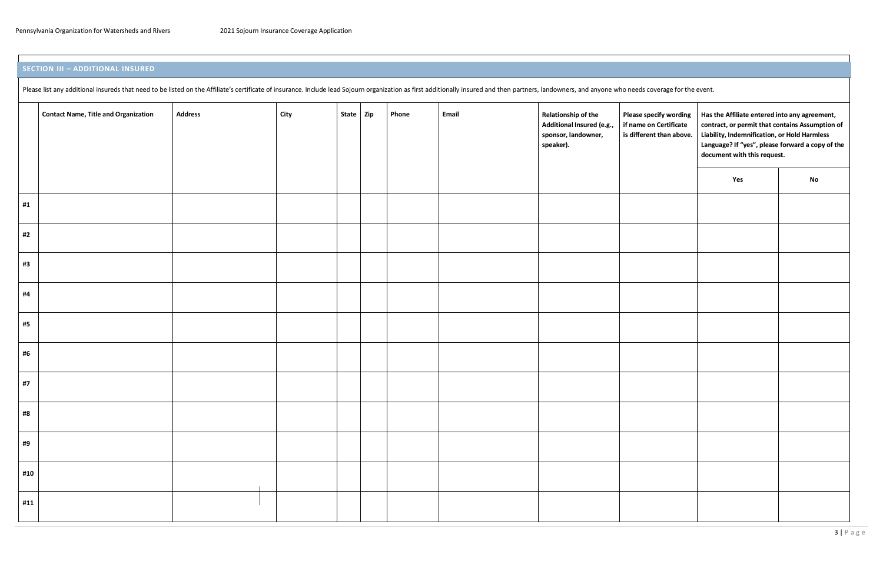## SECTION III – ADDITIONAL INSURED

Please list any additional insureds that need to be listed on the Affiliate's certificate of insurance. Include lead Sojourn organization as first additionally insured and then partners, landowners, and anyone who needs coverage for the event.

| | Contact Name, Title and Organization | Address | City | State | Zip | Phone | Email | Relationship of the Additional Insured (e.g., sponsor, landowner, speaker). | Please specify wording if name on Certificate is different than above. | Has the Affiliate entered into any agreement, contract, or permit that contains Assumption of Liability, Indemnification, or Hold Harmless Language? If "yes", please forward a copy of the document with this request. | |
|---|---|---|---|---|---|---|---|---|---|---|---|
| | | | | | | | | | | Yes | No |
| #1 | | | | | | | | | | | |
| #2 | | | | | | | | | | | |
| #3 | | | | | | | | | | | |
| #4 | | | | | | | | | | | |
| #5 | | | | | | | | | | | |
| #6 | | | | | | | | | | | |
| #7 | | | | | | | | | | | |
| #8 | | | | | | | | | | | |
| #9 | | | | | | | | | | | |
| #10 | | | | | | | | | | | |
| #11 | | | | | | | | | | | |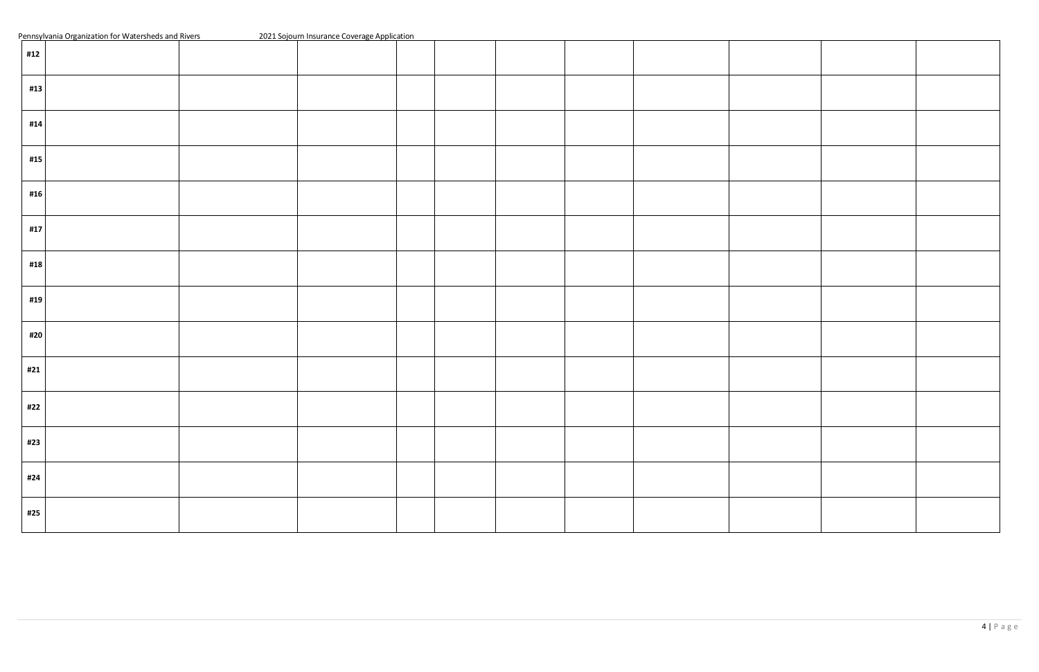| | | | | | | | | | | |
|---|---|---|---|---|---|---|---|---|---|---|
| **#12** | | | | | | | | | | |
| **#13** | | | | | | | | | | |
| **#14** | | | | | | | | | | |
| **#15** | | | | | | | | | | |
| **#16** | | | | | | | | | | |
| **#17** | | | | | | | | | | |
| **#18** | | | | | | | | | | |
| **#19** | | | | | | | | | | |
| **#20** | | | | | | | | | | |
| **#21** | | | | | | | | | | |
| **#22** | | | | | | | | | | |
| **#23** | | | | | | | | | | |
| **#24** | | | | | | | | | | |
| **#25** | | | | | | | | | | |